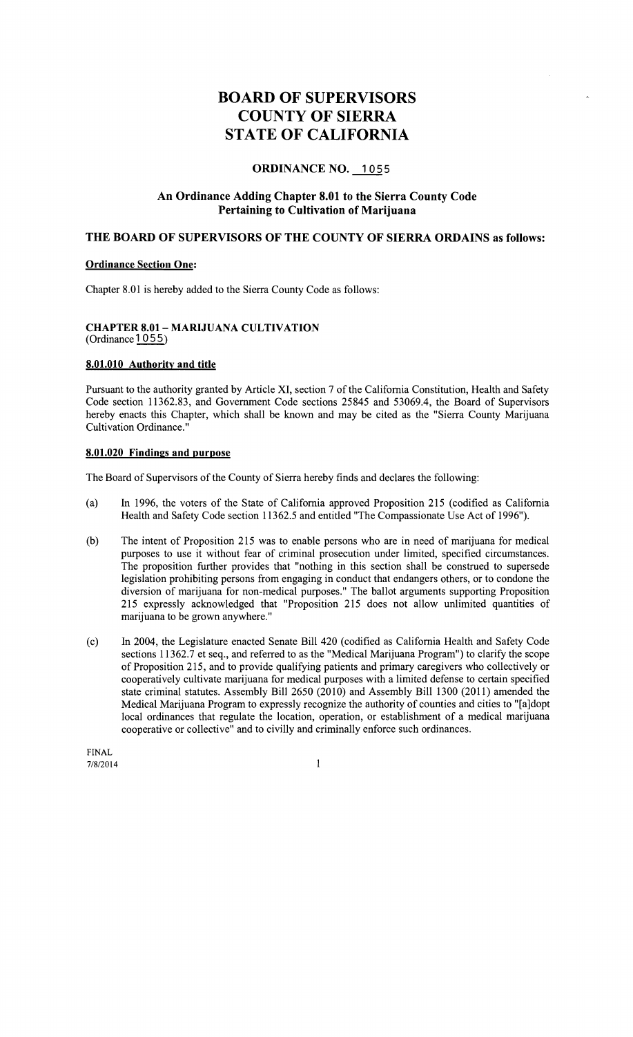# BOARD OF SUPERVISORS COUNTY OF SIERRA STATE OF CALIFORNIA

## ORDINANCE NO. 1055

### An Ordinance Adding Chapter 8.01 to the Sierra County Code Pertaining to Cultivation of Marijuana

### THE BOARD OF SUPERVISORS OF THE COUNTY OF SIERRA ORDAINS as follows:

**Ordinance Section One:**

Chapter 8.01 is hereby added to the Sierra County Code as follows:

**CHAPTER 8.01 – MARIJUANA CULTIVATION**
(Ordinance 1055)

**8.01.010 Authority and title**

Pursuant to the authority granted by Article XI, section 7 of the California Constitution, Health and Safety Code section 11362.83, and Government Code sections 25845 and 53069.4, the Board of Supervisors hereby enacts this Chapter, which shall be known and may be cited as the "Sierra County Marijuana Cultivation Ordinance."

**8.01.020 Findings and purpose**

The Board of Supervisors of the County of Sierra hereby finds and declares the following:

(a) In 1996, the voters of the State of California approved Proposition 215 (codified as California Health and Safety Code section 11362.5 and entitled "The Compassionate Use Act of 1996").

(b) The intent of Proposition 215 was to enable persons who are in need of marijuana for medical purposes to use it without fear of criminal prosecution under limited, specified circumstances. The proposition further provides that "nothing in this section shall be construed to supersede legislation prohibiting persons from engaging in conduct that endangers others, or to condone the diversion of marijuana for non-medical purposes." The ballot arguments supporting Proposition 215 expressly acknowledged that "Proposition 215 does not allow unlimited quantities of marijuana to be grown anywhere."

(c) In 2004, the Legislature enacted Senate Bill 420 (codified as California Health and Safety Code sections 11362.7 et seq., and referred to as the "Medical Marijuana Program") to clarify the scope of Proposition 215, and to provide qualifying patients and primary caregivers who collectively or cooperatively cultivate marijuana for medical purposes with a limited defense to certain specified state criminal statutes. Assembly Bill 2650 (2010) and Assembly Bill 1300 (2011) amended the Medical Marijuana Program to expressly recognize the authority of counties and cities to "[a]dopt local ordinances that regulate the location, operation, or establishment of a medical marijuana cooperative or collective" and to civilly and criminally enforce such ordinances.

FINAL
7/8/2014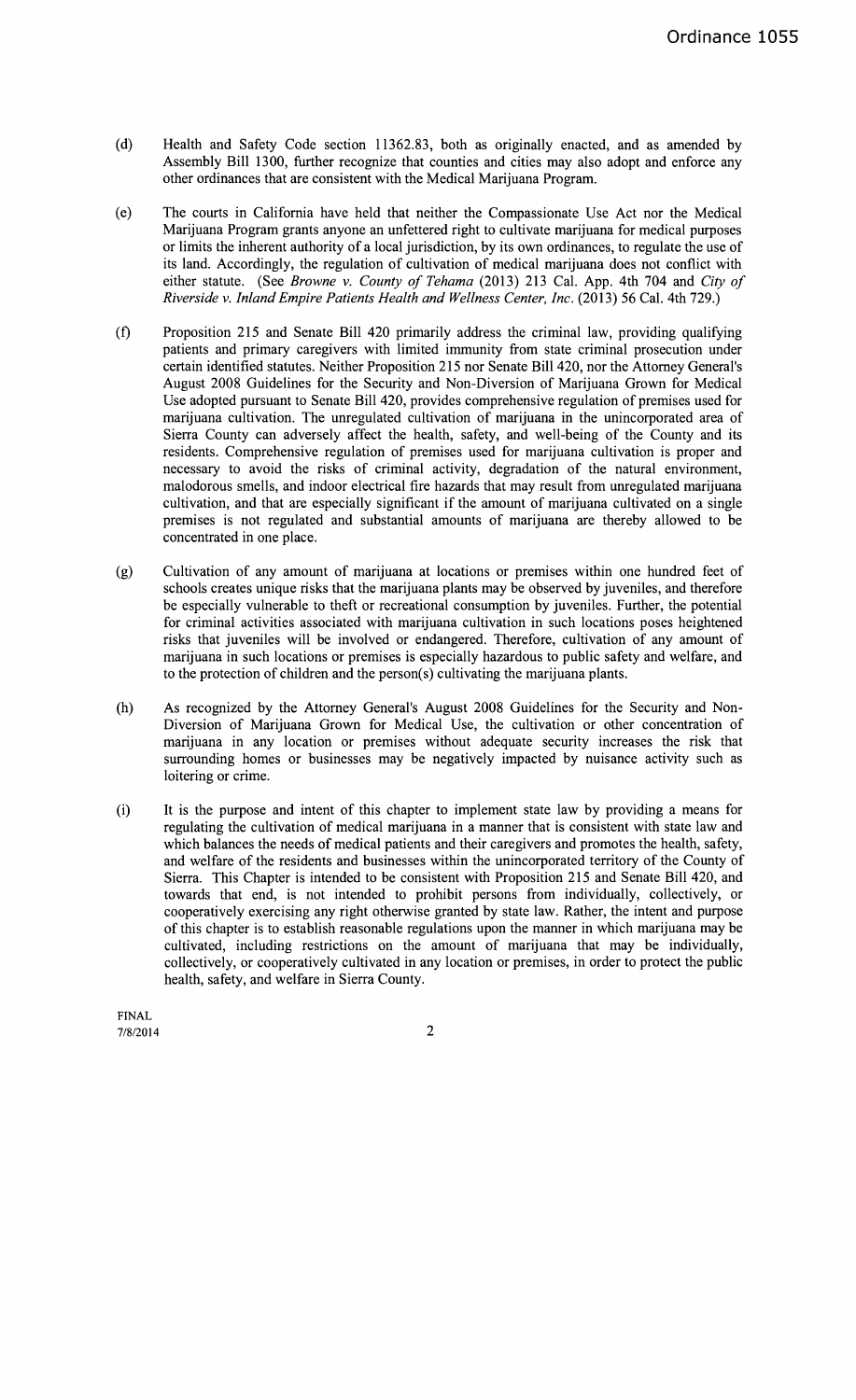(d) Health and Safety Code section 11362.83, both as originally enacted, and as amended by Assembly Bill 1300, further recognize that counties and cities may also adopt and enforce any other ordinances that are consistent with the Medical Marijuana Program.

(e) The courts in California have held that neither the Compassionate Use Act nor the Medical Marijuana Program grants anyone an unfettered right to cultivate marijuana for medical purposes or limits the inherent authority of a local jurisdiction, by its own ordinances, to regulate the use of its land. Accordingly, the regulation of cultivation of medical marijuana does not conflict with either statute. (See *Browne v. County of Tehama* (2013) 213 Cal. App. 4th 704 and *City of Riverside v. Inland Empire Patients Health and Wellness Center, Inc.* (2013) 56 Cal. 4th 729.)

(f) Proposition 215 and Senate Bill 420 primarily address the criminal law, providing qualifying patients and primary caregivers with limited immunity from state criminal prosecution under certain identified statutes. Neither Proposition 215 nor Senate Bill 420, nor the Attorney General's August 2008 Guidelines for the Security and Non-Diversion of Marijuana Grown for Medical Use adopted pursuant to Senate Bill 420, provides comprehensive regulation of premises used for marijuana cultivation. The unregulated cultivation of marijuana in the unincorporated area of Sierra County can adversely affect the health, safety, and well-being of the County and its residents. Comprehensive regulation of premises used for marijuana cultivation is proper and necessary to avoid the risks of criminal activity, degradation of the natural environment, malodorous smells, and indoor electrical fire hazards that may result from unregulated marijuana cultivation, and that are especially significant if the amount of marijuana cultivated on a single premises is not regulated and substantial amounts of marijuana are thereby allowed to be concentrated in one place.

(g) Cultivation of any amount of marijuana at locations or premises within one hundred feet of schools creates unique risks that the marijuana plants may be observed by juveniles, and therefore be especially vulnerable to theft or recreational consumption by juveniles. Further, the potential for criminal activities associated with marijuana cultivation in such locations poses heightened risks that juveniles will be involved or endangered. Therefore, cultivation of any amount of marijuana in such locations or premises is especially hazardous to public safety and welfare, and to the protection of children and the person(s) cultivating the marijuana plants.

(h) As recognized by the Attorney General's August 2008 Guidelines for the Security and Non-Diversion of Marijuana Grown for Medical Use, the cultivation or other concentration of marijuana in any location or premises without adequate security increases the risk that surrounding homes or businesses may be negatively impacted by nuisance activity such as loitering or crime.

(i) It is the purpose and intent of this chapter to implement state law by providing a means for regulating the cultivation of medical marijuana in a manner that is consistent with state law and which balances the needs of medical patients and their caregivers and promotes the health, safety, and welfare of the residents and businesses within the unincorporated territory of the County of Sierra. This Chapter is intended to be consistent with Proposition 215 and Senate Bill 420, and towards that end, is not intended to prohibit persons from individually, collectively, or cooperatively exercising any right otherwise granted by state law. Rather, the intent and purpose of this chapter is to establish reasonable regulations upon the manner in which marijuana may be cultivated, including restrictions on the amount of marijuana that may be individually, collectively, or cooperatively cultivated in any location or premises, in order to protect the public health, safety, and welfare in Sierra County.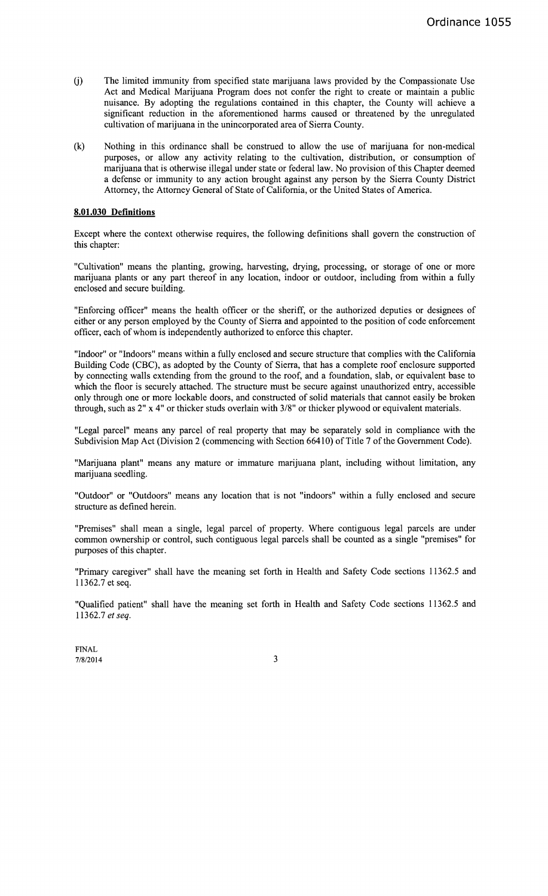(j) The limited immunity from specified state marijuana laws provided by the Compassionate Use Act and Medical Marijuana Program does not confer the right to create or maintain a public nuisance. By adopting the regulations contained in this chapter, the County will achieve a significant reduction in the aforementioned harms caused or threatened by the unregulated cultivation of marijuana in the unincorporated area of Sierra County.

(k) Nothing in this ordinance shall be construed to allow the use of marijuana for non-medical purposes, or allow any activity relating to the cultivation, distribution, or consumption of marijuana that is otherwise illegal under state or federal law. No provision of this Chapter deemed a defense or immunity to any action brought against any person by the Sierra County District Attorney, the Attorney General of State of California, or the United States of America.

**8.01.030 Definitions**

Except where the context otherwise requires, the following definitions shall govern the construction of this chapter:

"Cultivation" means the planting, growing, harvesting, drying, processing, or storage of one or more marijuana plants or any part thereof in any location, indoor or outdoor, including from within a fully enclosed and secure building.

"Enforcing officer" means the health officer or the sheriff, or the authorized deputies or designees of either or any person employed by the County of Sierra and appointed to the position of code enforcement officer, each of whom is independently authorized to enforce this chapter.

"Indoor" or "Indoors" means within a fully enclosed and secure structure that complies with the California Building Code (CBC), as adopted by the County of Sierra, that has a complete roof enclosure supported by connecting walls extending from the ground to the roof, and a foundation, slab, or equivalent base to which the floor is securely attached. The structure must be secure against unauthorized entry, accessible only through one or more lockable doors, and constructed of solid materials that cannot easily be broken through, such as 2" x 4" or thicker studs overlain with 3/8" or thicker plywood or equivalent materials.

"Legal parcel" means any parcel of real property that may be separately sold in compliance with the Subdivision Map Act (Division 2 (commencing with Section 66410) of Title 7 of the Government Code).

"Marijuana plant" means any mature or immature marijuana plant, including without limitation, any marijuana seedling.

"Outdoor" or "Outdoors" means any location that is not "indoors" within a fully enclosed and secure structure as defined herein.

"Premises" shall mean a single, legal parcel of property. Where contiguous legal parcels are under common ownership or control, such contiguous legal parcels shall be counted as a single "premises" for purposes of this chapter.

"Primary caregiver" shall have the meaning set forth in Health and Safety Code sections 11362.5 and 11362.7 et seq.

"Qualified patient" shall have the meaning set forth in Health and Safety Code sections 11362.5 and 11362.7 *et seq.*

FINAL
7/8/2014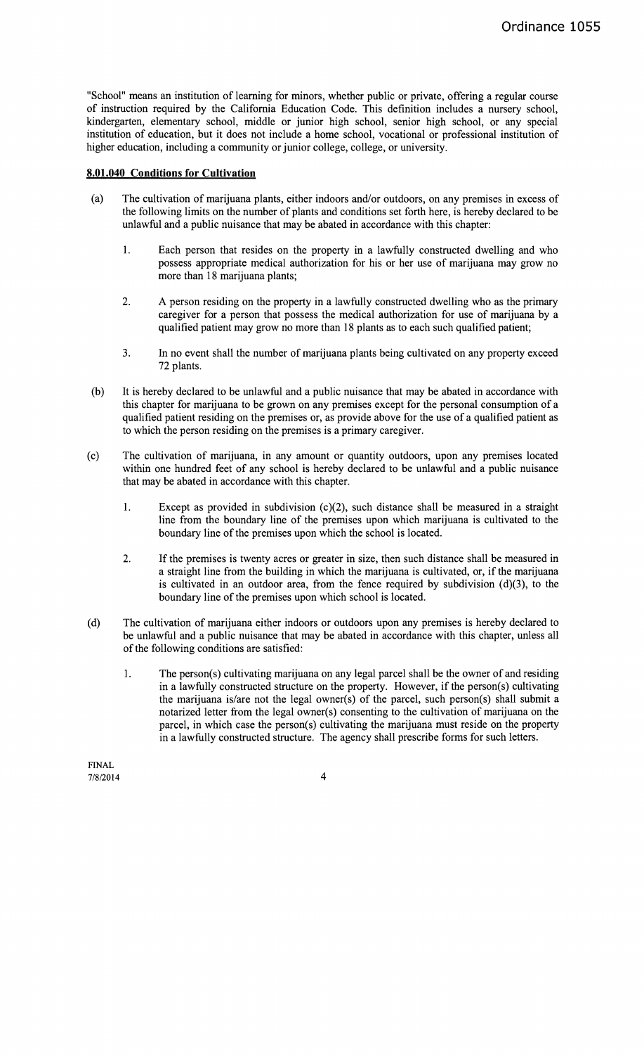"School" means an institution of learning for minors, whether public or private, offering a regular course of instruction required by the California Education Code. This definition includes a nursery school, kindergarten, elementary school, middle or junior high school, senior high school, or any special institution of education, but it does not include a home school, vocational or professional institution of higher education, including a community or junior college, college, or university.

**8.01.040 Conditions for Cultivation**

(a) The cultivation of marijuana plants, either indoors and/or outdoors, on any premises in excess of the following limits on the number of plants and conditions set forth here, is hereby declared to be unlawful and a public nuisance that may be abated in accordance with this chapter:

1. Each person that resides on the property in a lawfully constructed dwelling and who possess appropriate medical authorization for his or her use of marijuana may grow no more than 18 marijuana plants;

2. A person residing on the property in a lawfully constructed dwelling who as the primary caregiver for a person that possess the medical authorization for use of marijuana by a qualified patient may grow no more than 18 plants as to each such qualified patient;

3. In no event shall the number of marijuana plants being cultivated on any property exceed 72 plants.

(b) It is hereby declared to be unlawful and a public nuisance that may be abated in accordance with this chapter for marijuana to be grown on any premises except for the personal consumption of a qualified patient residing on the premises or, as provide above for the use of a qualified patient as to which the person residing on the premises is a primary caregiver.

(c) The cultivation of marijuana, in any amount or quantity outdoors, upon any premises located within one hundred feet of any school is hereby declared to be unlawful and a public nuisance that may be abated in accordance with this chapter.

1. Except as provided in subdivision (c)(2), such distance shall be measured in a straight line from the boundary line of the premises upon which marijuana is cultivated to the boundary line of the premises upon which the school is located.

2. If the premises is twenty acres or greater in size, then such distance shall be measured in a straight line from the building in which the marijuana is cultivated, or, if the marijuana is cultivated in an outdoor area, from the fence required by subdivision (d)(3), to the boundary line of the premises upon which school is located.

(d) The cultivation of marijuana either indoors or outdoors upon any premises is hereby declared to be unlawful and a public nuisance that may be abated in accordance with this chapter, unless all of the following conditions are satisfied:

1. The person(s) cultivating marijuana on any legal parcel shall be the owner of and residing in a lawfully constructed structure on the property. However, if the person(s) cultivating the marijuana is/are not the legal owner(s) of the parcel, such person(s) shall submit a notarized letter from the legal owner(s) consenting to the cultivation of marijuana on the parcel, in which case the person(s) cultivating the marijuana must reside on the property in a lawfully constructed structure. The agency shall prescribe forms for such letters.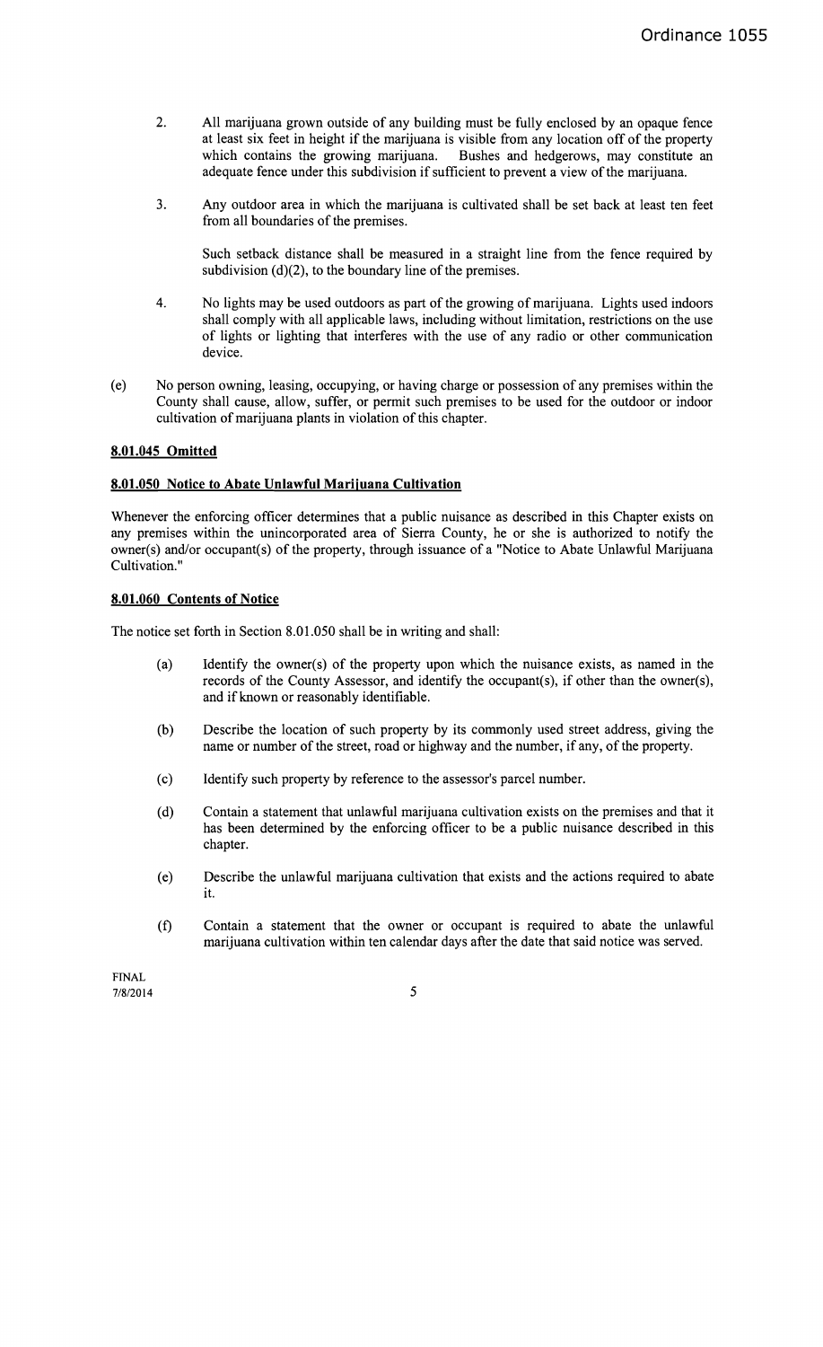2. All marijuana grown outside of any building must be fully enclosed by an opaque fence at least six feet in height if the marijuana is visible from any location off of the property which contains the growing marijuana. Bushes and hedgerows, may constitute an adequate fence under this subdivision if sufficient to prevent a view of the marijuana.

3. Any outdoor area in which the marijuana is cultivated shall be set back at least ten feet from all boundaries of the premises.

   Such setback distance shall be measured in a straight line from the fence required by subdivision (d)(2), to the boundary line of the premises.

4. No lights may be used outdoors as part of the growing of marijuana. Lights used indoors shall comply with all applicable laws, including without limitation, restrictions on the use of lights or lighting that interferes with the use of any radio or other communication device.

(e) No person owning, leasing, occupying, or having charge or possession of any premises within the County shall cause, allow, suffer, or permit such premises to be used for the outdoor or indoor cultivation of marijuana plants in violation of this chapter.

**8.01.045 Omitted**

**8.01.050 Notice to Abate Unlawful Marijuana Cultivation**

Whenever the enforcing officer determines that a public nuisance as described in this Chapter exists on any premises within the unincorporated area of Sierra County, he or she is authorized to notify the owner(s) and/or occupant(s) of the property, through issuance of a "Notice to Abate Unlawful Marijuana Cultivation."

**8.01.060 Contents of Notice**

The notice set forth in Section 8.01.050 shall be in writing and shall:

(a) Identify the owner(s) of the property upon which the nuisance exists, as named in the records of the County Assessor, and identify the occupant(s), if other than the owner(s), and if known or reasonably identifiable.

(b) Describe the location of such property by its commonly used street address, giving the name or number of the street, road or highway and the number, if any, of the property.

(c) Identify such property by reference to the assessor's parcel number.

(d) Contain a statement that unlawful marijuana cultivation exists on the premises and that it has been determined by the enforcing officer to be a public nuisance described in this chapter.

(e) Describe the unlawful marijuana cultivation that exists and the actions required to abate it.

(f) Contain a statement that the owner or occupant is required to abate the unlawful marijuana cultivation within ten calendar days after the date that said notice was served.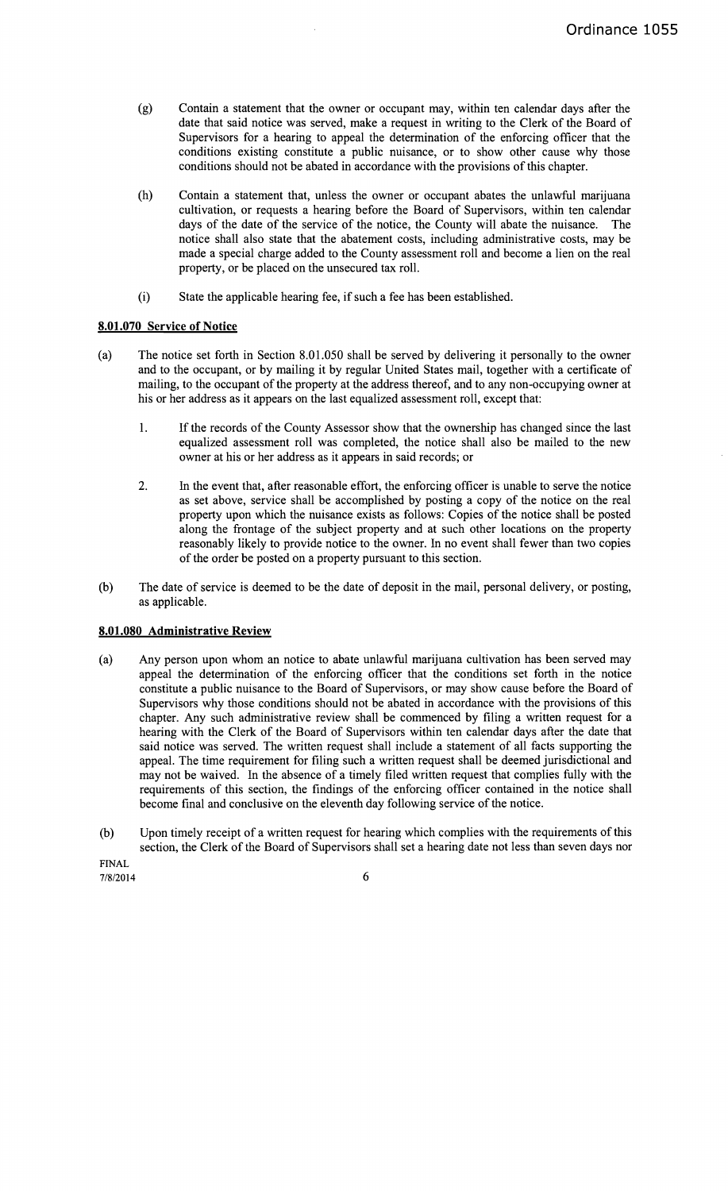(g) Contain a statement that the owner or occupant may, within ten calendar days after the date that said notice was served, make a request in writing to the Clerk of the Board of Supervisors for a hearing to appeal the determination of the enforcing officer that the conditions existing constitute a public nuisance, or to show other cause why those conditions should not be abated in accordance with the provisions of this chapter.

(h) Contain a statement that, unless the owner or occupant abates the unlawful marijuana cultivation, or requests a hearing before the Board of Supervisors, within ten calendar days of the date of the service of the notice, the County will abate the nuisance. The notice shall also state that the abatement costs, including administrative costs, may be made a special charge added to the County assessment roll and become a lien on the real property, or be placed on the unsecured tax roll.

(i) State the applicable hearing fee, if such a fee has been established.

**8.01.070 Service of Notice**

(a) The notice set forth in Section 8.01.050 shall be served by delivering it personally to the owner and to the occupant, or by mailing it by regular United States mail, together with a certificate of mailing, to the occupant of the property at the address thereof, and to any non-occupying owner at his or her address as it appears on the last equalized assessment roll, except that:

1. If the records of the County Assessor show that the ownership has changed since the last equalized assessment roll was completed, the notice shall also be mailed to the new owner at his or her address as it appears in said records; or

2. In the event that, after reasonable effort, the enforcing officer is unable to serve the notice as set above, service shall be accomplished by posting a copy of the notice on the real property upon which the nuisance exists as follows: Copies of the notice shall be posted along the frontage of the subject property and at such other locations on the property reasonably likely to provide notice to the owner. In no event shall fewer than two copies of the order be posted on a property pursuant to this section.

(b) The date of service is deemed to be the date of deposit in the mail, personal delivery, or posting, as applicable.

**8.01.080 Administrative Review**

(a) Any person upon whom an notice to abate unlawful marijuana cultivation has been served may appeal the determination of the enforcing officer that the conditions set forth in the notice constitute a public nuisance to the Board of Supervisors, or may show cause before the Board of Supervisors why those conditions should not be abated in accordance with the provisions of this chapter. Any such administrative review shall be commenced by filing a written request for a hearing with the Clerk of the Board of Supervisors within ten calendar days after the date that said notice was served. The written request shall include a statement of all facts supporting the appeal. The time requirement for filing such a written request shall be deemed jurisdictional and may not be waived. In the absence of a timely filed written request that complies fully with the requirements of this section, the findings of the enforcing officer contained in the notice shall become final and conclusive on the eleventh day following service of the notice.

(b) Upon timely receipt of a written request for hearing which complies with the requirements of this section, the Clerk of the Board of Supervisors shall set a hearing date not less than seven days nor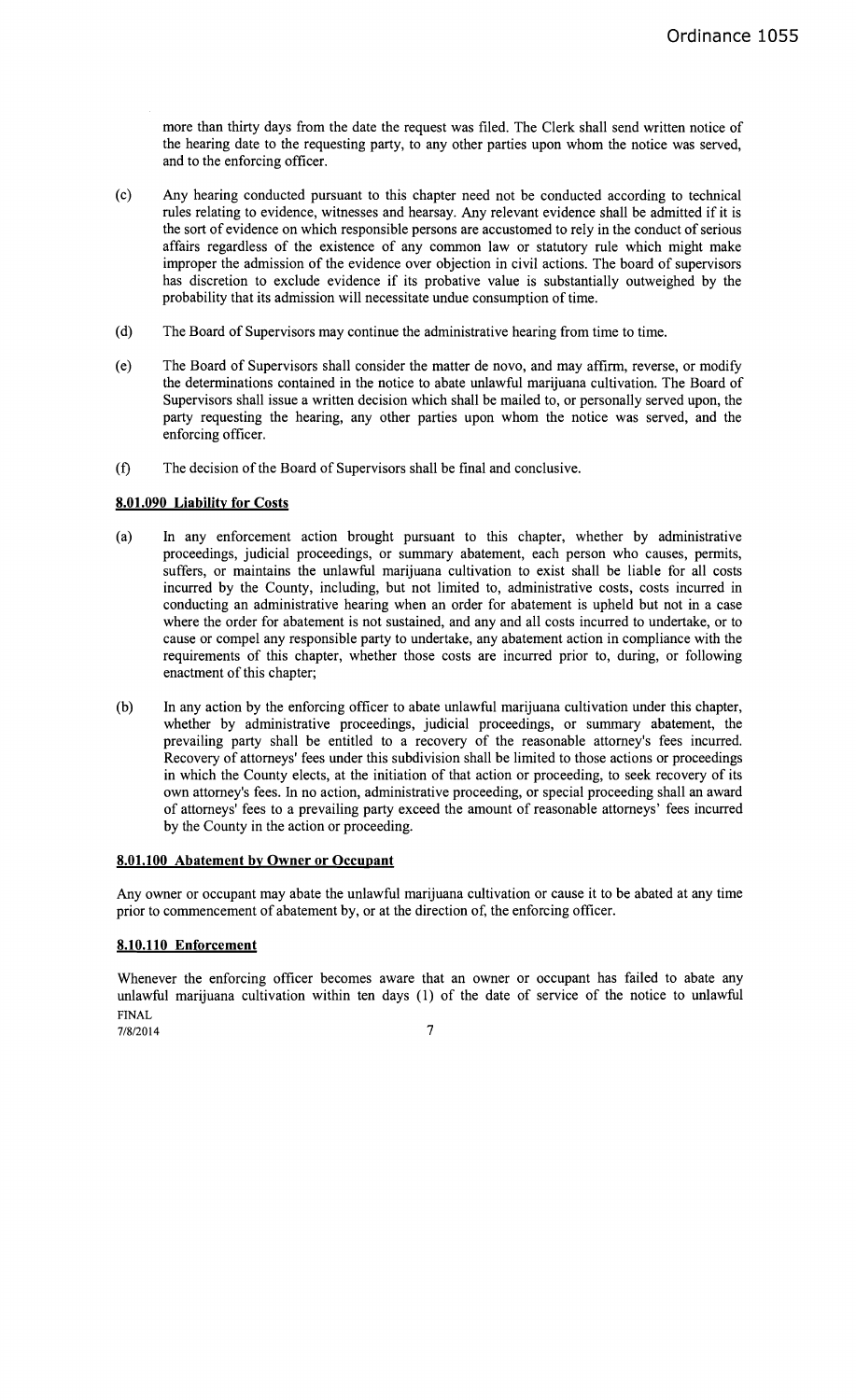more than thirty days from the date the request was filed. The Clerk shall send written notice of the hearing date to the requesting party, to any other parties upon whom the notice was served, and to the enforcing officer.

(c) Any hearing conducted pursuant to this chapter need not be conducted according to technical rules relating to evidence, witnesses and hearsay. Any relevant evidence shall be admitted if it is the sort of evidence on which responsible persons are accustomed to rely in the conduct of serious affairs regardless of the existence of any common law or statutory rule which might make improper the admission of the evidence over objection in civil actions. The board of supervisors has discretion to exclude evidence if its probative value is substantially outweighed by the probability that its admission will necessitate undue consumption of time.

(d) The Board of Supervisors may continue the administrative hearing from time to time.

(e) The Board of Supervisors shall consider the matter de novo, and may affirm, reverse, or modify the determinations contained in the notice to abate unlawful marijuana cultivation. The Board of Supervisors shall issue a written decision which shall be mailed to, or personally served upon, the party requesting the hearing, any other parties upon whom the notice was served, and the enforcing officer.

(f) The decision of the Board of Supervisors shall be final and conclusive.

**8.01.090 Liability for Costs**

(a) In any enforcement action brought pursuant to this chapter, whether by administrative proceedings, judicial proceedings, or summary abatement, each person who causes, permits, suffers, or maintains the unlawful marijuana cultivation to exist shall be liable for all costs incurred by the County, including, but not limited to, administrative costs, costs incurred in conducting an administrative hearing when an order for abatement is upheld but not in a case where the order for abatement is not sustained, and any and all costs incurred to undertake, or to cause or compel any responsible party to undertake, any abatement action in compliance with the requirements of this chapter, whether those costs are incurred prior to, during, or following enactment of this chapter;

(b) In any action by the enforcing officer to abate unlawful marijuana cultivation under this chapter, whether by administrative proceedings, judicial proceedings, or summary abatement, the prevailing party shall be entitled to a recovery of the reasonable attorney's fees incurred. Recovery of attorneys' fees under this subdivision shall be limited to those actions or proceedings in which the County elects, at the initiation of that action or proceeding, to seek recovery of its own attorney's fees. In no action, administrative proceeding, or special proceeding shall an award of attorneys' fees to a prevailing party exceed the amount of reasonable attorneys' fees incurred by the County in the action or proceeding.

**8.01.100 Abatement by Owner or Occupant**

Any owner or occupant may abate the unlawful marijuana cultivation or cause it to be abated at any time prior to commencement of abatement by, or at the direction of, the enforcing officer.

**8.10.110 Enforcement**

Whenever the enforcing officer becomes aware that an owner or occupant has failed to abate any unlawful marijuana cultivation within ten days (1) of the date of service of the notice to unlawful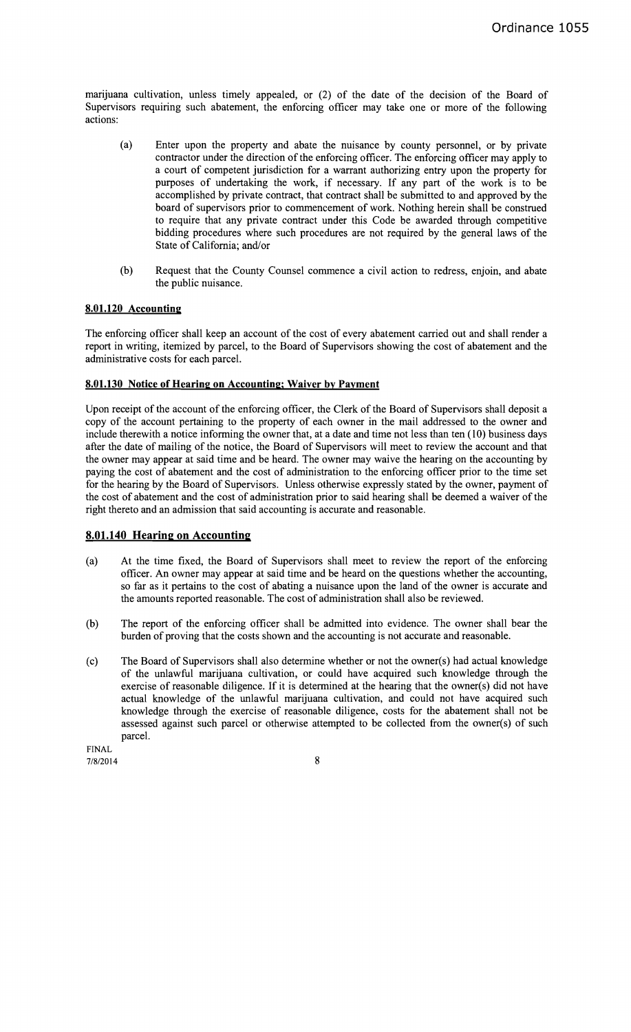marijuana cultivation, unless timely appealed, or (2) of the date of the decision of the Board of Supervisors requiring such abatement, the enforcing officer may take one or more of the following actions:

(a) Enter upon the property and abate the nuisance by county personnel, or by private contractor under the direction of the enforcing officer. The enforcing officer may apply to a court of competent jurisdiction for a warrant authorizing entry upon the property for purposes of undertaking the work, if necessary. If any part of the work is to be accomplished by private contract, that contract shall be submitted to and approved by the board of supervisors prior to commencement of work. Nothing herein shall be construed to require that any private contract under this Code be awarded through competitive bidding procedures where such procedures are not required by the general laws of the State of California; and/or

(b) Request that the County Counsel commence a civil action to redress, enjoin, and abate the public nuisance.

### 8.01.120 Accounting

The enforcing officer shall keep an account of the cost of every abatement carried out and shall render a report in writing, itemized by parcel, to the Board of Supervisors showing the cost of abatement and the administrative costs for each parcel.

### 8.01.130 Notice of Hearing on Accounting; Waiver by Payment

Upon receipt of the account of the enforcing officer, the Clerk of the Board of Supervisors shall deposit a copy of the account pertaining to the property of each owner in the mail addressed to the owner and include therewith a notice informing the owner that, at a date and time not less than ten (10) business days after the date of mailing of the notice, the Board of Supervisors will meet to review the account and that the owner may appear at said time and be heard. The owner may waive the hearing on the accounting by paying the cost of abatement and the cost of administration to the enforcing officer prior to the time set for the hearing by the Board of Supervisors. Unless otherwise expressly stated by the owner, payment of the cost of abatement and the cost of administration prior to said hearing shall be deemed a waiver of the right thereto and an admission that said accounting is accurate and reasonable.

### 8.01.140 Hearing on Accounting

(a) At the time fixed, the Board of Supervisors shall meet to review the report of the enforcing officer. An owner may appear at said time and be heard on the questions whether the accounting, so far as it pertains to the cost of abating a nuisance upon the land of the owner is accurate and the amounts reported reasonable. The cost of administration shall also be reviewed.

(b) The report of the enforcing officer shall be admitted into evidence. The owner shall bear the burden of proving that the costs shown and the accounting is not accurate and reasonable.

(c) The Board of Supervisors shall also determine whether or not the owner(s) had actual knowledge of the unlawful marijuana cultivation, or could have acquired such knowledge through the exercise of reasonable diligence. If it is determined at the hearing that the owner(s) did not have actual knowledge of the unlawful marijuana cultivation, and could not have acquired such knowledge through the exercise of reasonable diligence, costs for the abatement shall not be assessed against such parcel or otherwise attempted to be collected from the owner(s) of such parcel.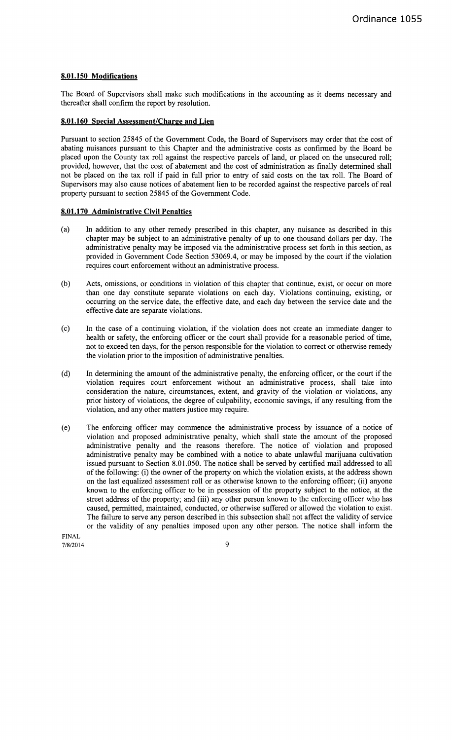**8.01.150 Modifications**

The Board of Supervisors shall make such modifications in the accounting as it deems necessary and thereafter shall confirm the report by resolution.

**8.01.160 Special Assessment/Charge and Lien**

Pursuant to section 25845 of the Government Code, the Board of Supervisors may order that the cost of abating nuisances pursuant to this Chapter and the administrative costs as confirmed by the Board be placed upon the County tax roll against the respective parcels of land, or placed on the unsecured roll; provided, however, that the cost of abatement and the cost of administration as finally determined shall not be placed on the tax roll if paid in full prior to entry of said costs on the tax roll. The Board of Supervisors may also cause notices of abatement lien to be recorded against the respective parcels of real property pursuant to section 25845 of the Government Code.

**8.01.170 Administrative Civil Penalties**

(a) In addition to any other remedy prescribed in this chapter, any nuisance as described in this chapter may be subject to an administrative penalty of up to one thousand dollars per day. The administrative penalty may be imposed via the administrative process set forth in this section, as provided in Government Code Section 53069.4, or may be imposed by the court if the violation requires court enforcement without an administrative process.

(b) Acts, omissions, or conditions in violation of this chapter that continue, exist, or occur on more than one day constitute separate violations on each day. Violations continuing, existing, or occurring on the service date, the effective date, and each day between the service date and the effective date are separate violations.

(c) In the case of a continuing violation, if the violation does not create an immediate danger to health or safety, the enforcing officer or the court shall provide for a reasonable period of time, not to exceed ten days, for the person responsible for the violation to correct or otherwise remedy the violation prior to the imposition of administrative penalties.

(d) In determining the amount of the administrative penalty, the enforcing officer, or the court if the violation requires court enforcement without an administrative process, shall take into consideration the nature, circumstances, extent, and gravity of the violation or violations, any prior history of violations, the degree of culpability, economic savings, if any resulting from the violation, and any other matters justice may require.

(e) The enforcing officer may commence the administrative process by issuance of a notice of violation and proposed administrative penalty, which shall state the amount of the proposed administrative penalty and the reasons therefore. The notice of violation and proposed administrative penalty may be combined with a notice to abate unlawful marijuana cultivation issued pursuant to Section 8.01.050. The notice shall be served by certified mail addressed to all of the following: (i) the owner of the property on which the violation exists, at the address shown on the last equalized assessment roll or as otherwise known to the enforcing officer; (ii) anyone known to the enforcing officer to be in possession of the property subject to the notice, at the street address of the property; and (iii) any other person known to the enforcing officer who has caused, permitted, maintained, conducted, or otherwise suffered or allowed the violation to exist. The failure to serve any person described in this subsection shall not affect the validity of service or the validity of any penalties imposed upon any other person. The notice shall inform the

FINAL
7/8/2014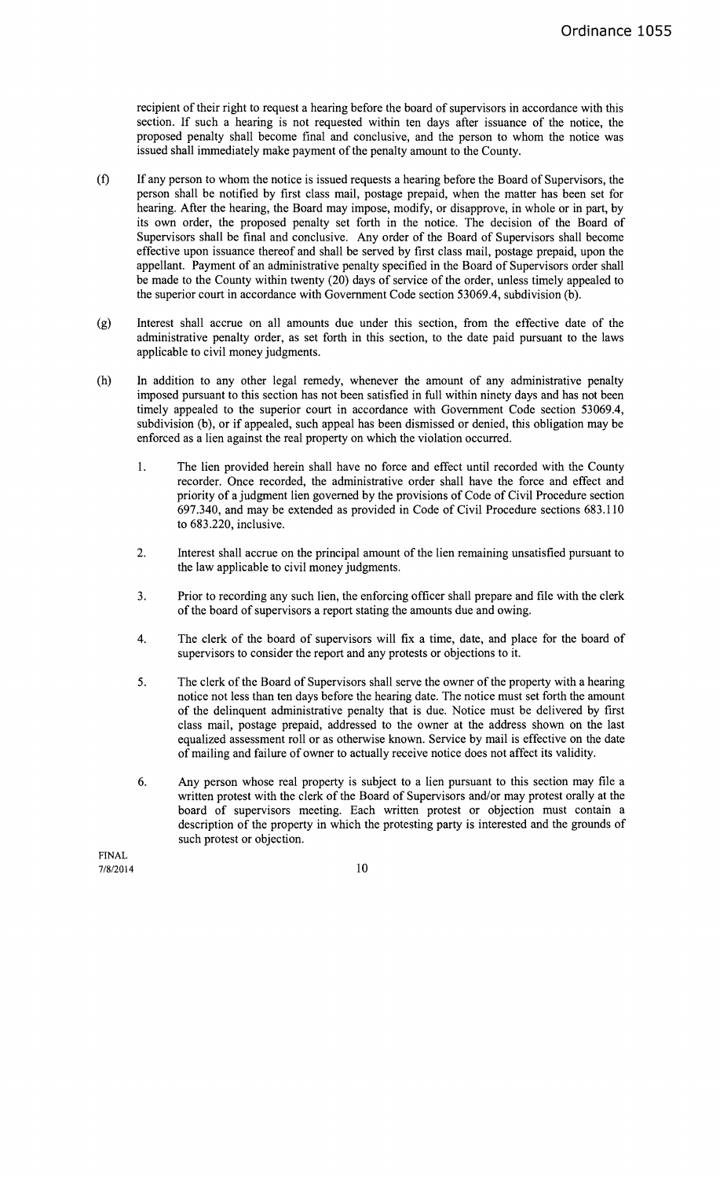recipient of their right to request a hearing before the board of supervisors in accordance with this section. If such a hearing is not requested within ten days after issuance of the notice, the proposed penalty shall become final and conclusive, and the person to whom the notice was issued shall immediately make payment of the penalty amount to the County.

(f) If any person to whom the notice is issued requests a hearing before the Board of Supervisors, the person shall be notified by first class mail, postage prepaid, when the matter has been set for hearing. After the hearing, the Board may impose, modify, or disapprove, in whole or in part, by its own order, the proposed penalty set forth in the notice. The decision of the Board of Supervisors shall be final and conclusive. Any order of the Board of Supervisors shall become effective upon issuance thereof and shall be served by first class mail, postage prepaid, upon the appellant. Payment of an administrative penalty specified in the Board of Supervisors order shall be made to the County within twenty (20) days of service of the order, unless timely appealed to the superior court in accordance with Government Code section 53069.4, subdivision (b).

(g) Interest shall accrue on all amounts due under this section, from the effective date of the administrative penalty order, as set forth in this section, to the date paid pursuant to the laws applicable to civil money judgments.

(h) In addition to any other legal remedy, whenever the amount of any administrative penalty imposed pursuant to this section has not been satisfied in full within ninety days and has not been timely appealed to the superior court in accordance with Government Code section 53069.4, subdivision (b), or if appealed, such appeal has been dismissed or denied, this obligation may be enforced as a lien against the real property on which the violation occurred.

1. The lien provided herein shall have no force and effect until recorded with the County recorder. Once recorded, the administrative order shall have the force and effect and priority of a judgment lien governed by the provisions of Code of Civil Procedure section 697.340, and may be extended as provided in Code of Civil Procedure sections 683.110 to 683.220, inclusive.

2. Interest shall accrue on the principal amount of the lien remaining unsatisfied pursuant to the law applicable to civil money judgments.

3. Prior to recording any such lien, the enforcing officer shall prepare and file with the clerk of the board of supervisors a report stating the amounts due and owing.

4. The clerk of the board of supervisors will fix a time, date, and place for the board of supervisors to consider the report and any protests or objections to it.

5. The clerk of the Board of Supervisors shall serve the owner of the property with a hearing notice not less than ten days before the hearing date. The notice must set forth the amount of the delinquent administrative penalty that is due. Notice must be delivered by first class mail, postage prepaid, addressed to the owner at the address shown on the last equalized assessment roll or as otherwise known. Service by mail is effective on the date of mailing and failure of owner to actually receive notice does not affect its validity.

6. Any person whose real property is subject to a lien pursuant to this section may file a written protest with the clerk of the Board of Supervisors and/or may protest orally at the board of supervisors meeting. Each written protest or objection must contain a description of the property in which the protesting party is interested and the grounds of such protest or objection.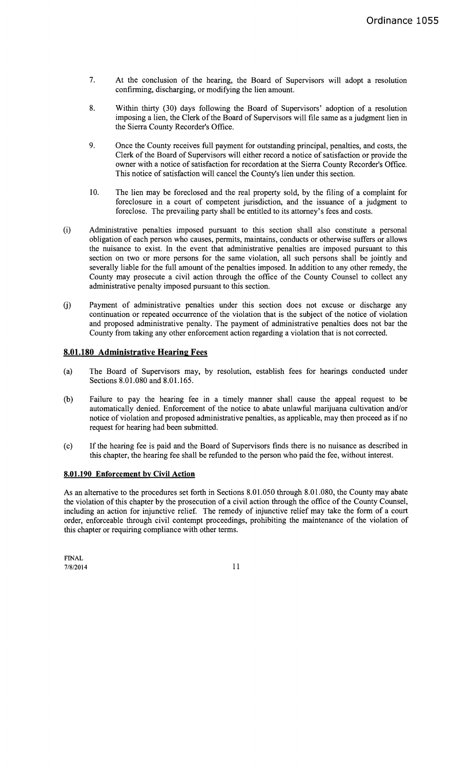7. At the conclusion of the hearing, the Board of Supervisors will adopt a resolution confirming, discharging, or modifying the lien amount.

8. Within thirty (30) days following the Board of Supervisors' adoption of a resolution imposing a lien, the Clerk of the Board of Supervisors will file same as a judgment lien in the Sierra County Recorder's Office.

9. Once the County receives full payment for outstanding principal, penalties, and costs, the Clerk of the Board of Supervisors will either record a notice of satisfaction or provide the owner with a notice of satisfaction for recordation at the Sierra County Recorder's Office. This notice of satisfaction will cancel the County's lien under this section.

10. The lien may be foreclosed and the real property sold, by the filing of a complaint for foreclosure in a court of competent jurisdiction, and the issuance of a judgment to foreclose. The prevailing party shall be entitled to its attorney's fees and costs.

(i) Administrative penalties imposed pursuant to this section shall also constitute a personal obligation of each person who causes, permits, maintains, conducts or otherwise suffers or allows the nuisance to exist. In the event that administrative penalties are imposed pursuant to this section on two or more persons for the same violation, all such persons shall be jointly and severally liable for the full amount of the penalties imposed. In addition to any other remedy, the County may prosecute a civil action through the office of the County Counsel to collect any administrative penalty imposed pursuant to this section.

(j) Payment of administrative penalties under this section does not excuse or discharge any continuation or repeated occurrence of the violation that is the subject of the notice of violation and proposed administrative penalty. The payment of administrative penalties does not bar the County from taking any other enforcement action regarding a violation that is not corrected.

## 8.01.180 Administrative Hearing Fees

(a) The Board of Supervisors may, by resolution, establish fees for hearings conducted under Sections 8.01.080 and 8.01.165.

(b) Failure to pay the hearing fee in a timely manner shall cause the appeal request to be automatically denied. Enforcement of the notice to abate unlawful marijuana cultivation and/or notice of violation and proposed administrative penalties, as applicable, may then proceed as if no request for hearing had been submitted.

(c) If the hearing fee is paid and the Board of Supervisors finds there is no nuisance as described in this chapter, the hearing fee shall be refunded to the person who paid the fee, without interest.

## 8.01.190 Enforcement by Civil Action

As an alternative to the procedures set forth in Sections 8.01.050 through 8.01.080, the County may abate the violation of this chapter by the prosecution of a civil action through the office of the County Counsel, including an action for injunctive relief. The remedy of injunctive relief may take the form of a court order, enforceable through civil contempt proceedings, prohibiting the maintenance of the violation of this chapter or requiring compliance with other terms.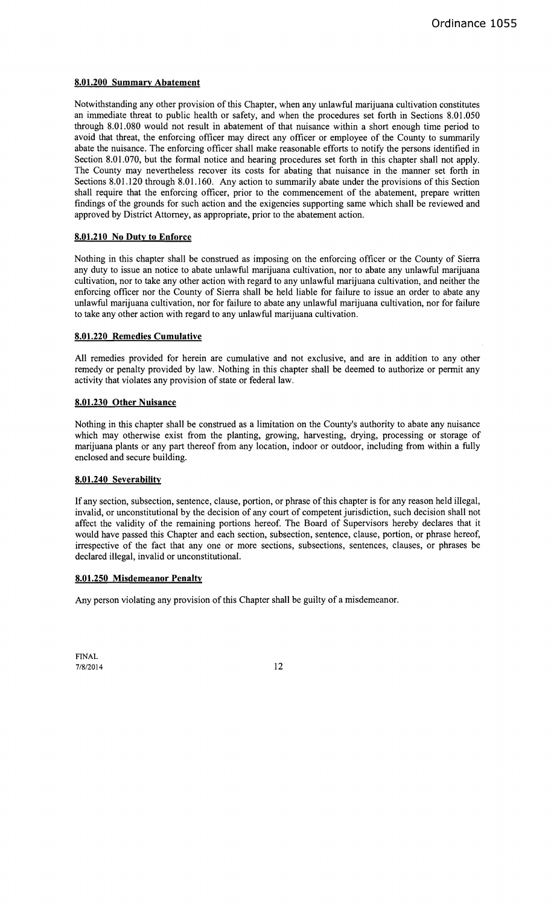#### 8.01.200 Summary Abatement

Notwithstanding any other provision of this Chapter, when any unlawful marijuana cultivation constitutes an immediate threat to public health or safety, and when the procedures set forth in Sections 8.01.050 through 8.01.080 would not result in abatement of that nuisance within a short enough time period to avoid that threat, the enforcing officer may direct any officer or employee of the County to summarily abate the nuisance. The enforcing officer shall make reasonable efforts to notify the persons identified in Section 8.01.070, but the formal notice and hearing procedures set forth in this chapter shall not apply. The County may nevertheless recover its costs for abating that nuisance in the manner set forth in Sections 8.01.120 through 8.01.160. Any action to summarily abate under the provisions of this Section shall require that the enforcing officer, prior to the commencement of the abatement, prepare written findings of the grounds for such action and the exigencies supporting same which shall be reviewed and approved by District Attorney, as appropriate, prior to the abatement action.

#### 8.01.210 No Duty to Enforce

Nothing in this chapter shall be construed as imposing on the enforcing officer or the County of Sierra any duty to issue an notice to abate unlawful marijuana cultivation, nor to abate any unlawful marijuana cultivation, nor to take any other action with regard to any unlawful marijuana cultivation, and neither the enforcing officer nor the County of Sierra shall be held liable for failure to issue an order to abate any unlawful marijuana cultivation, nor for failure to abate any unlawful marijuana cultivation, nor for failure to take any other action with regard to any unlawful marijuana cultivation.

#### 8.01.220 Remedies Cumulative

All remedies provided for herein are cumulative and not exclusive, and are in addition to any other remedy or penalty provided by law. Nothing in this chapter shall be deemed to authorize or permit any activity that violates any provision of state or federal law.

#### 8.01.230 Other Nuisance

Nothing in this chapter shall be construed as a limitation on the County's authority to abate any nuisance which may otherwise exist from the planting, growing, harvesting, drying, processing or storage of marijuana plants or any part thereof from any location, indoor or outdoor, including from within a fully enclosed and secure building.

#### 8.01.240 Severability

If any section, subsection, sentence, clause, portion, or phrase of this chapter is for any reason held illegal, invalid, or unconstitutional by the decision of any court of competent jurisdiction, such decision shall not affect the validity of the remaining portions hereof. The Board of Supervisors hereby declares that it would have passed this Chapter and each section, subsection, sentence, clause, portion, or phrase hereof, irrespective of the fact that any one or more sections, subsections, sentences, clauses, or phrases be declared illegal, invalid or unconstitutional.

#### 8.01.250 Misdemeanor Penalty

Any person violating any provision of this Chapter shall be guilty of a misdemeanor.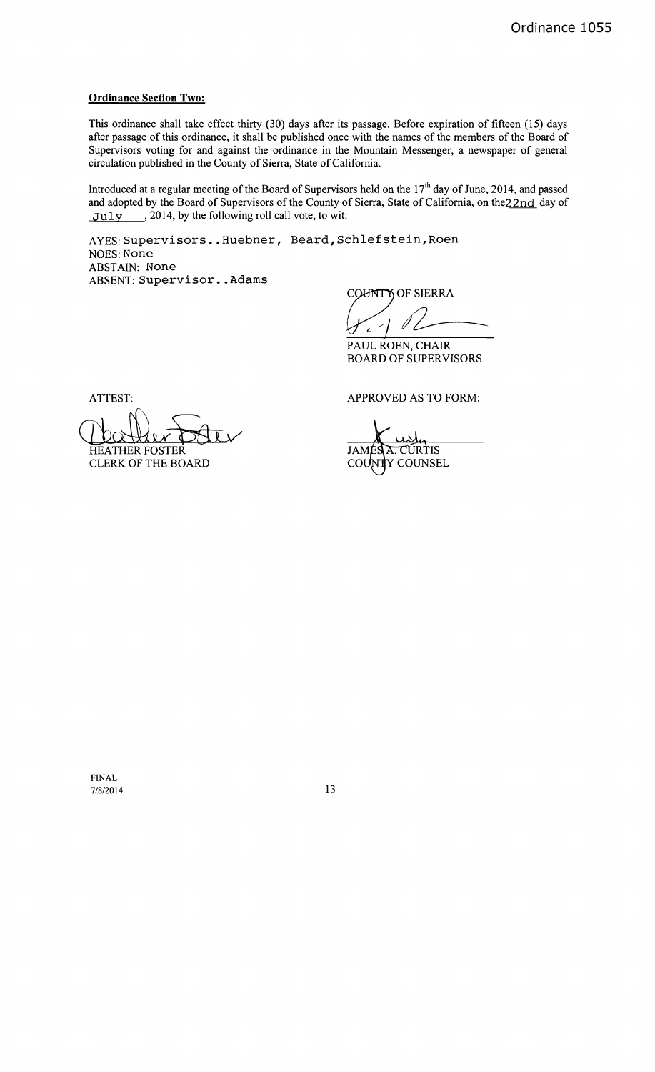**Ordinance Section Two:**

This ordinance shall take effect thirty (30) days after its passage. Before expiration of fifteen (15) days after passage of this ordinance, it shall be published once with the names of the members of the Board of Supervisors voting for and against the ordinance in the Mountain Messenger, a newspaper of general circulation published in the County of Sierra, State of California.

Introduced at a regular meeting of the Board of Supervisors held on the 17th day of June, 2014, and passed and adopted by the Board of Supervisors of the County of Sierra, State of California, on the 22nd day of July, 2014, by the following roll call vote, to wit:

AYES: Supervisors..Huebner, Beard, Schlefstein, Roen
NOES: None
ABSTAIN: None
ABSENT: Supervisor..Adams

COUNTY OF SIERRA

PAUL ROEN, CHAIR
BOARD OF SUPERVISORS

ATTEST:

HEATHER FOSTER
CLERK OF THE BOARD

APPROVED AS TO FORM:

JAMES A. CURTIS
COUNTY COUNSEL

FINAL
7/8/2014